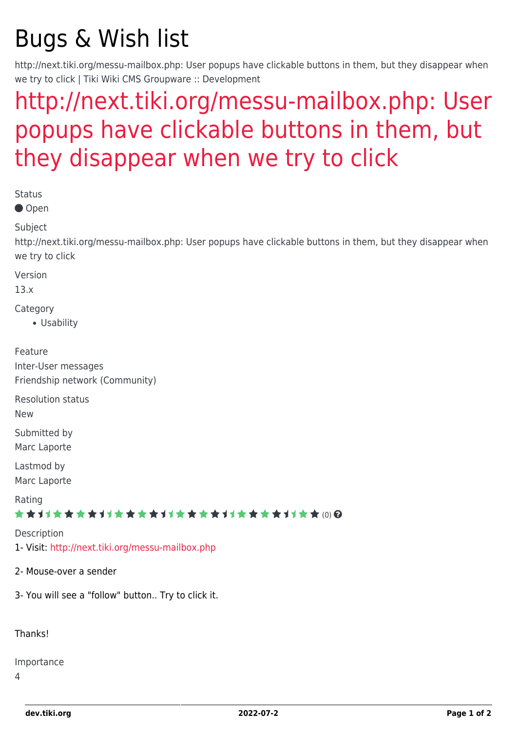# Bugs & Wish list

http://next.tiki.org/messu-mailbox.php: User popups have clickable buttons in them, but they disappear when we try to click | Tiki Wiki CMS Groupware :: Development

## http://next.tiki.org/messu-mailbox.php: User popups have clickable buttons in them, but they disappear when we try to click

Status

Open

Subject

http://next.tiki.org/messu-mailbox.php: User popups have clickable buttons in them, but they disappear when we try to click

Version

13.x

Category

- Usability

Feature

Inter-User messages
Friendship network (Community)

Resolution status

New

Submitted by

Marc Laporte

Lastmod by

Marc Laporte

Rating

(0)

Description

1- Visit: http://next.tiki.org/messu-mailbox.php

2- Mouse-over a sender

3- You will see a "follow" button.. Try to click it.

Thanks!

Importance

4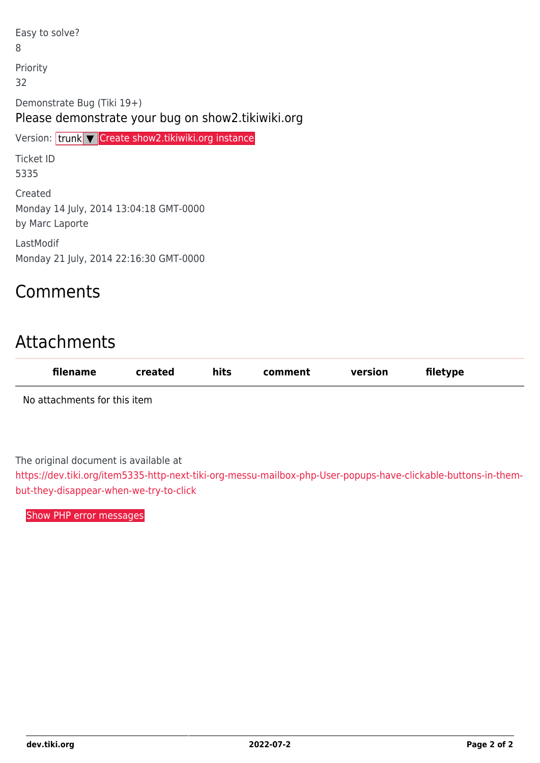Easy to solve?

8

Priority

32

Demonstrate Bug (Tiki 19+)

Please demonstrate your bug on show2.tikiwiki.org

Version: trunk ▼ Create show2.tikiwiki.org instance

Ticket ID

5335

Created

Monday 14 July, 2014 13:04:18 GMT-0000

by Marc Laporte

LastModif

Monday 21 July, 2014 22:16:30 GMT-0000

## Comments

## Attachments

| filename | created | hits | comment | version | filetype |
|---|---|---|---|---|---|
| No attachments for this item | | | | | |

The original document is available at https://dev.tiki.org/item5335-http-next-tiki-org-messu-mailbox-php-User-popups-have-clickable-buttons-in-them-but-they-disappear-when-we-try-to-click

Show PHP error messages